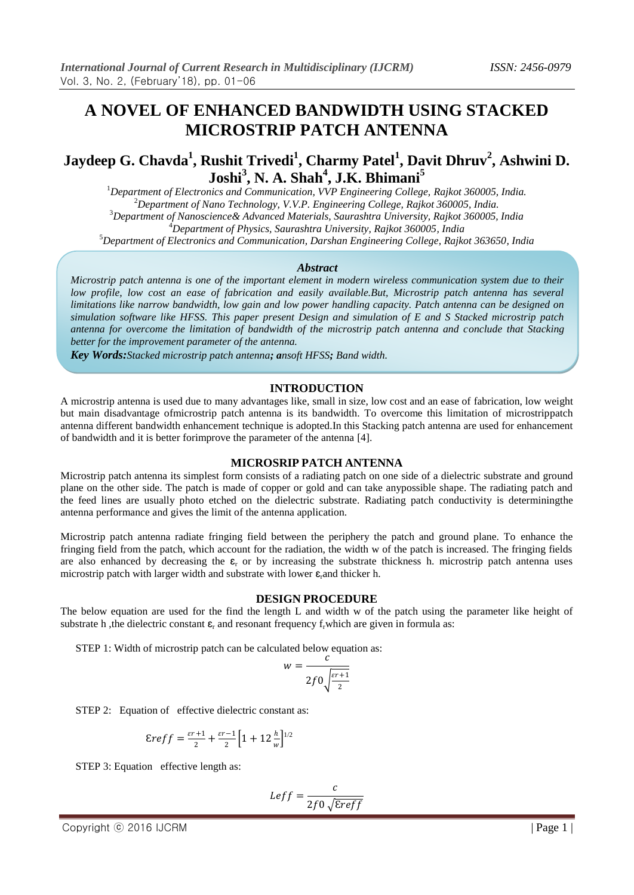// A NOVEL OF ENHANCED BANDWIDTH USING STACKED MICROSTRIP PATCH ANTENNA

**Jaydeep G. Chavda[1], Rushit Trivedi[1], Charmy Patel[1], Davit Dhruv[2], Ashwini D. Joshi[3], N. A. Shah[4], J.K. Bhimani[5]**

[1]*Department of Electronics and Communication, VVP Engineering College, Rajkot 360005, India.*
[2]*Department of Nano Technology, V.V.P. Engineering College, Rajkot 360005, India.*
[3]*Department of Nanoscience& Advanced Materials, Saurashtra University, Rajkot 360005, India*
[4]*Department of Physics, Saurashtra University, Rajkot 360005, India*
[5]*Department of Electronics and Communication, Darshan Engineering College, Rajkot 363650, India*

### *Abstract*

*Microstrip patch antenna is one of the important element in modern wireless communication system due to their low profile, low cost an ease of fabrication and easily available.But, Microstrip patch antenna has several limitations like narrow bandwidth, low gain and low power handling capacity. Patch antenna can be designed on simulation software like HFSS. This paper present Design and simulation of E and S Stacked microstrip patch antenna for overcome the limitation of bandwidth of the microstrip patch antenna and conclude that Stacking better for the improvement parameter of the antenna.*

***Key Words:*** *Stacked microstrip patch antenna; ansoft HFSS; Band width.*

## INTRODUCTION

A microstrip antenna is used due to many advantages like, small in size, low cost and an ease of fabrication, low weight but main disadvantage ofmicrostrip patch antenna is its bandwidth. To overcome this limitation of microstrippatch antenna different bandwidth enhancement technique is adopted.In this Stacking patch antenna are used for enhancement of bandwidth and it is better forimprove the parameter of the antenna [4].

## MICROSRIP PATCH ANTENNA

Microstrip patch antenna its simplest form consists of a radiating patch on one side of a dielectric substrate and ground plane on the other side. The patch is made of copper or gold and can take anypossible shape. The radiating patch and the feed lines are usually photo etched on the dielectric substrate. Radiating patch conductivity is determiningthe antenna performance and gives the limit of the antenna application.

Microstrip patch antenna radiate fringing field between the periphery the patch and ground plane. To enhance the fringing field from the patch, which account for the radiation, the width w of the patch is increased. The fringing fields are also enhanced by decreasing the $\varepsilon_r$ or by increasing the substrate thickness h. microstrip patch antenna uses microstrip patch with larger width and substrate with lower $\varepsilon_r$and thicker h.

## DESIGN PROCEDURE

The below equation are used for the find the length L and width w of the patch using the parameter like height of substrate h ,the dielectric constant $\varepsilon_r$ and resonant frequency $f_r$which are given in formula as:

STEP 1: Width of microstrip patch can be calculated below equation as:

$$w = \frac{c}{2f0\sqrt{\frac{\varepsilon r+1}{2}}}$$

STEP 2: Equation of effective dielectric constant as:

$$\varepsilon reff = \frac{\varepsilon r+1}{2} + \frac{\varepsilon r-1}{2}\left[1+12\frac{h}{w}\right]^{1/2}$$

STEP 3: Equation effective length as:

$$Leff = \frac{c}{2f0\sqrt{\varepsilon reff}}$$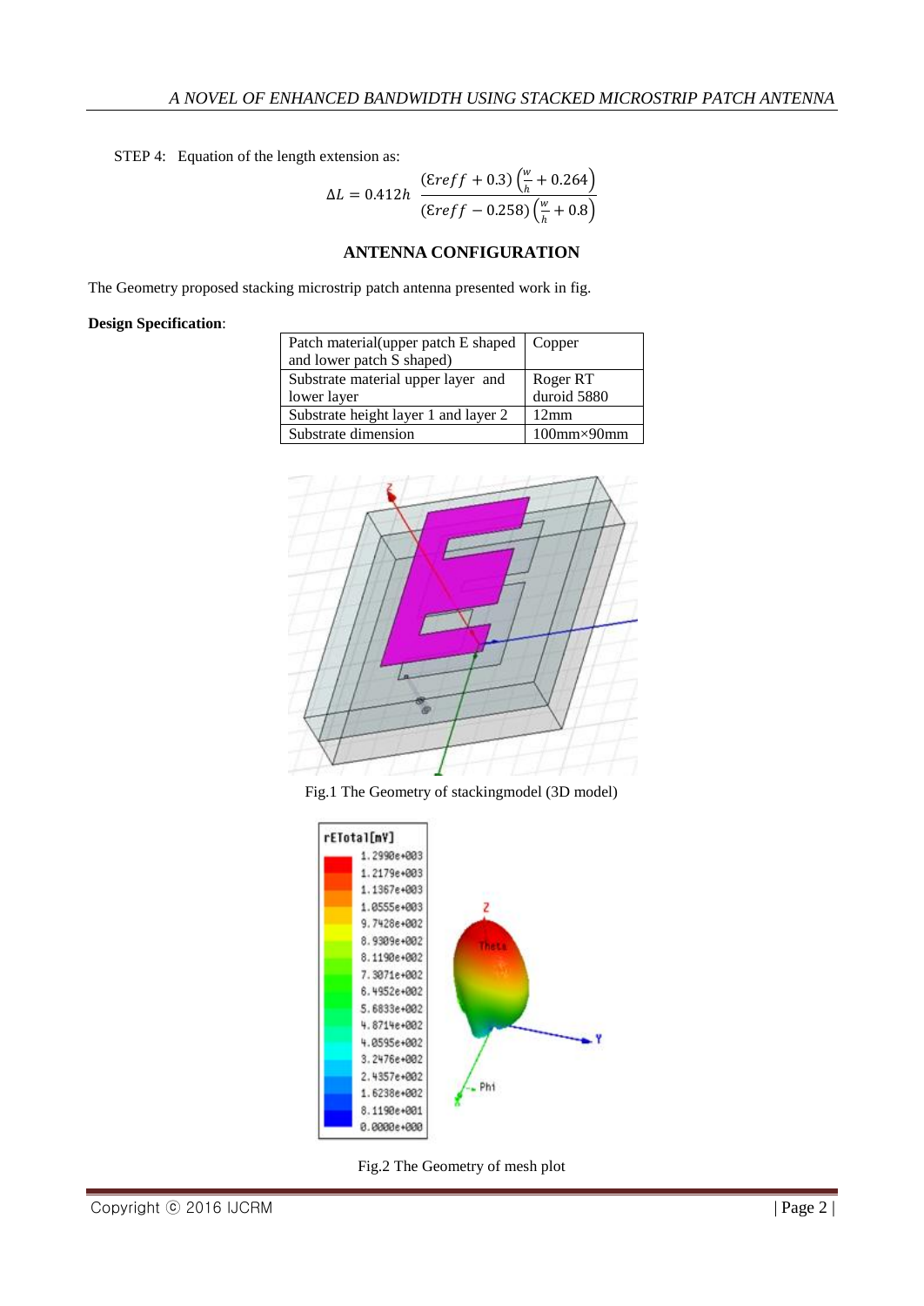STEP 4: Equation of the length extension as:

$$\Delta L = 0.412h \ \frac{(\varepsilon reff + 0.3)\left(\frac{w}{h} + 0.264\right)}{(\varepsilon reff - 0.258)\left(\frac{w}{h} + 0.8\right)}$$

## ANTENNA CONFIGURATION

The Geometry proposed stacking microstrip patch antenna presented work in fig.

**Design Specification**:

| Patch material(upper patch E shaped and lower patch S shaped) | Copper |
|---|---|
| Substrate material upper layer and lower layer | Roger RT duroid 5880 |
| Substrate height layer 1 and layer 2 | 12mm |
| Substrate dimension | 100mm×90mm |

Fig.1 The Geometry of stackingmodel (3D model)

Fig.2 The Geometry of mesh plot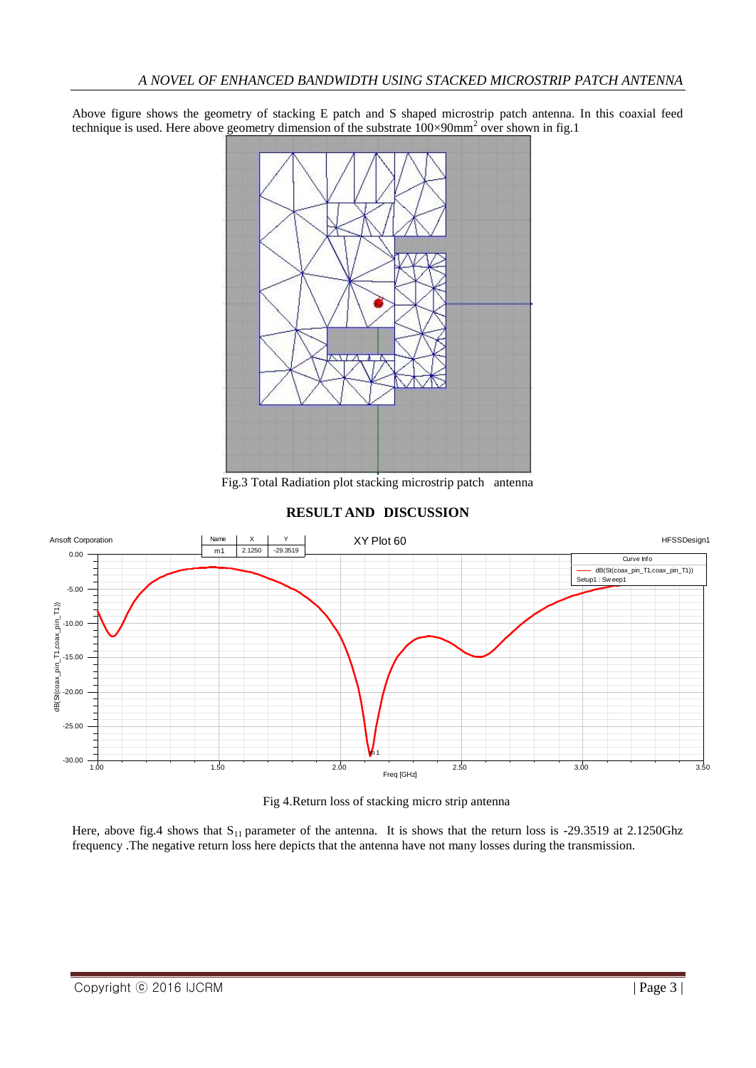Above figure shows the geometry of stacking E patch and S shaped microstrip patch antenna. In this coaxial feed technique is used. Here above geometry dimension of the substrate $100\times90mm^2$ over shown in fig.1

Fig.3 Total Radiation plot stacking microstrip patch antenna

## RESULT AND DISCUSSION

Fig 4.Return loss of stacking micro strip antenna

Here, above fig.4 shows that $S_{11}$ parameter of the antenna. It is shows that the return loss is -29.3519 at 2.1250Ghz frequency .The negative return loss here depicts that the antenna have not many losses during the transmission.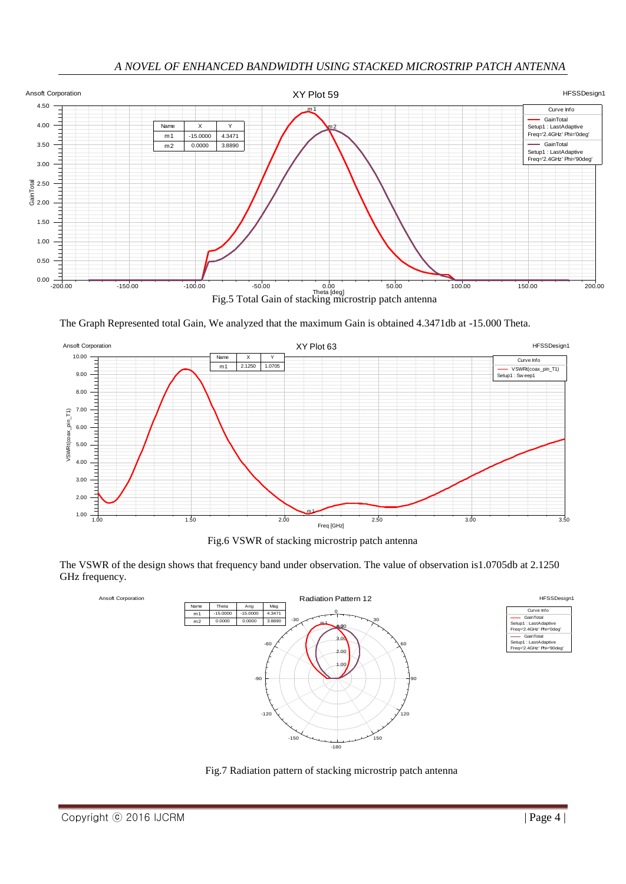Fig.5 Total Gain of stacking microstrip patch antenna

The Graph Represented total Gain, We analyzed that the maximum Gain is obtained 4.3471db at -15.000 Theta.

Fig.6 VSWR of stacking microstrip patch antenna

The VSWR of the design shows that frequency band under observation. The value of observation is1.0705db at 2.1250 GHz frequency.

Fig.7 Radiation pattern of stacking microstrip patch antenna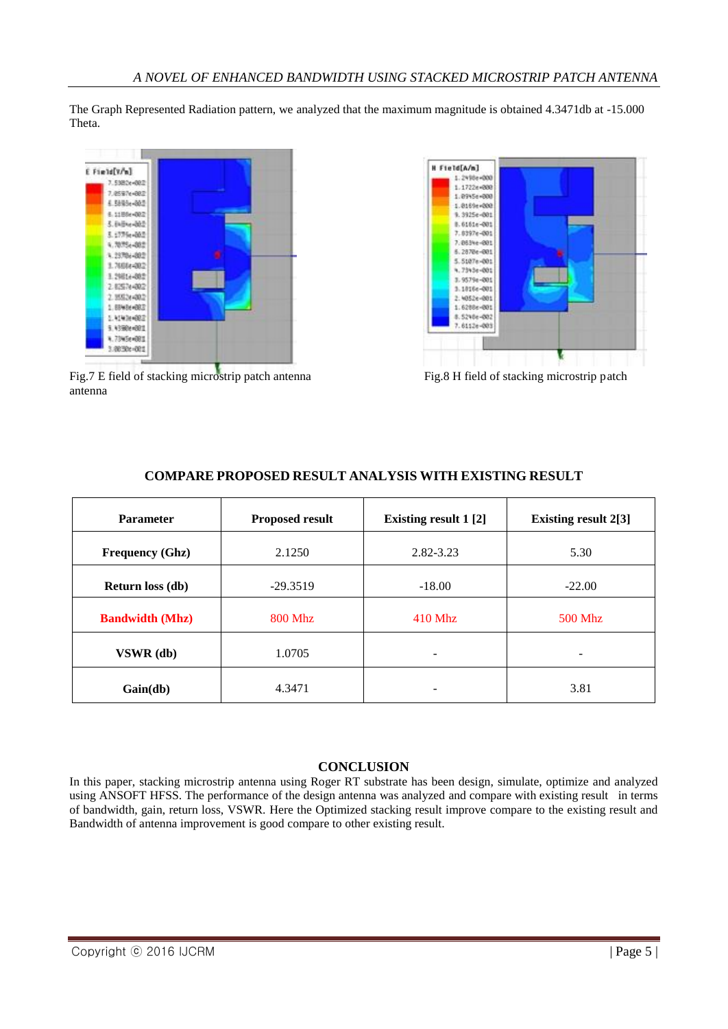The Graph Represented Radiation pattern, we analyzed that the maximum magnitude is obtained 4.3471db at -15.000 Theta.

Fig.7 E field of stacking microstrip patch antenna antenna

Fig.8 H field of stacking microstrip patch

## COMPARE PROPOSED RESULT ANALYSIS WITH EXISTING RESULT

| Parameter | Proposed result | Existing result 1 [2] | Existing result 2[3] |
|---|---|---|---|
| Frequency (Ghz) | 2.1250 | 2.82-3.23 | 5.30 |
| Return loss (db) | -29.3519 | -18.00 | -22.00 |
| Bandwidth (Mhz) | 800 Mhz | 410 Mhz | 500 Mhz |
| VSWR (db) | 1.0705 | - | - |
| Gain(db) | 4.3471 | - | 3.81 |

## CONCLUSION

In this paper, stacking microstrip antenna using Roger RT substrate has been design, simulate, optimize and analyzed using ANSOFT HFSS. The performance of the design antenna was analyzed and compare with existing result in terms of bandwidth, gain, return loss, VSWR. Here the Optimized stacking result improve compare to the existing result and Bandwidth of antenna improvement is good compare to other existing result.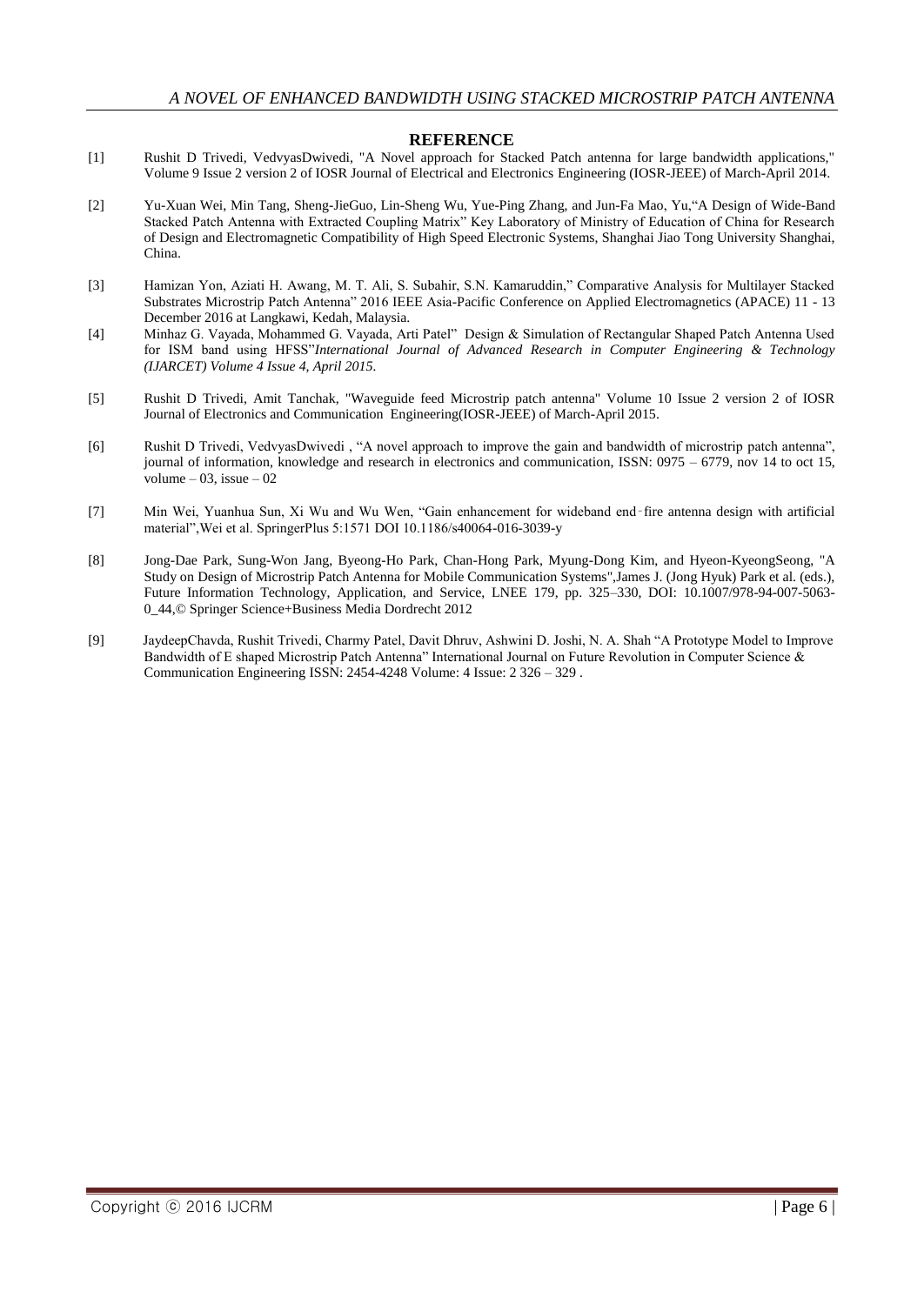## REFERENCE

[1] Rushit D Trivedi, VedvyasDwivedi, "A Novel approach for Stacked Patch antenna for large bandwidth applications," Volume 9 Issue 2 version 2 of IOSR Journal of Electrical and Electronics Engineering (IOSR-JEEE) of March-April 2014.

[2] Yu-Xuan Wei, Min Tang, Sheng-JieGuo, Lin-Sheng Wu, Yue-Ping Zhang, and Jun-Fa Mao, Yu,"A Design of Wide-Band Stacked Patch Antenna with Extracted Coupling Matrix" Key Laboratory of Ministry of Education of China for Research of Design and Electromagnetic Compatibility of High Speed Electronic Systems, Shanghai Jiao Tong University Shanghai, China.

[3] Hamizan Yon, Aziati H. Awang, M. T. Ali, S. Subahir, S.N. Kamaruddin," Comparative Analysis for Multilayer Stacked Substrates Microstrip Patch Antenna" 2016 IEEE Asia-Pacific Conference on Applied Electromagnetics (APACE) 11 - 13 December 2016 at Langkawi, Kedah, Malaysia.

[4] Minhaz G. Vayada, Mohammed G. Vayada, Arti Patel" Design & Simulation of Rectangular Shaped Patch Antenna Used for ISM band using HFSS"*International Journal of Advanced Research in Computer Engineering & Technology (IJARCET) Volume 4 Issue 4, April 2015.*

[5] Rushit D Trivedi, Amit Tanchak, "Waveguide feed Microstrip patch antenna" Volume 10 Issue 2 version 2 of IOSR Journal of Electronics and Communication Engineering(IOSR-JEEE) of March-April 2015.

[6] Rushit D Trivedi, VedvyasDwivedi , "A novel approach to improve the gain and bandwidth of microstrip patch antenna", journal of information, knowledge and research in electronics and communication, ISSN: 0975 – 6779, nov 14 to oct 15, volume – 03, issue – 02

[7] Min Wei, Yuanhua Sun, Xi Wu and Wu Wen, "Gain enhancement for wideband end‑fire antenna design with artificial material",Wei et al. SpringerPlus 5:1571 DOI 10.1186/s40064-016-3039-y

[8] Jong-Dae Park, Sung-Won Jang, Byeong-Ho Park, Chan-Hong Park, Myung-Dong Kim, and Hyeon-KyeongSeong, "A Study on Design of Microstrip Patch Antenna for Mobile Communication Systems",James J. (Jong Hyuk) Park et al. (eds.), Future Information Technology, Application, and Service, LNEE 179, pp. 325–330, DOI: 10.1007/978-94-007-5063-0_44,© Springer Science+Business Media Dordrecht 2012

[9] JaydeepChavda, Rushit Trivedi, Charmy Patel, Davit Dhruv, Ashwini D. Joshi, N. A. Shah "A Prototype Model to Improve Bandwidth of E shaped Microstrip Patch Antenna" International Journal on Future Revolution in Computer Science & Communication Engineering ISSN: 2454-4248 Volume: 4 Issue: 2 326 – 329 .